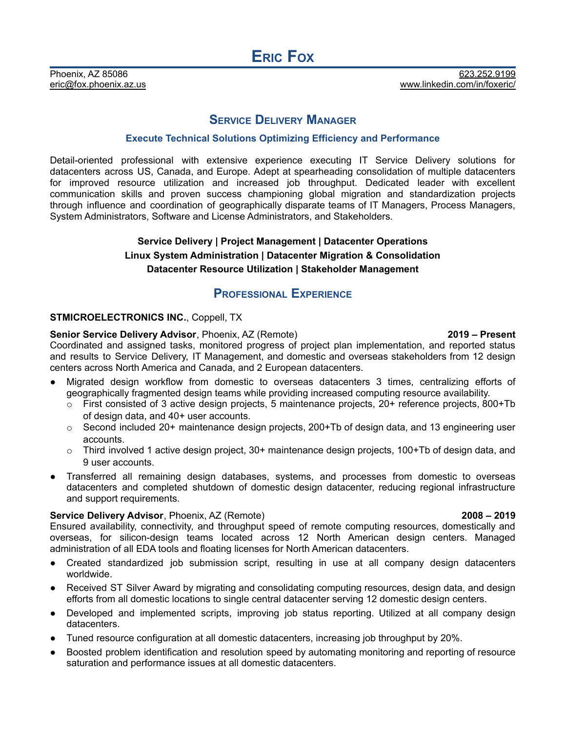# Eric Fox

Phoenix, AZ 85086
eric@fox.phoenix.az.us

623.252.9199
www.linkedin.com/in/foxeric/

## Service Delivery Manager

### Execute Technical Solutions Optimizing Efficiency and Performance

Detail-oriented professional with extensive experience executing IT Service Delivery solutions for datacenters across US, Canada, and Europe. Adept at spearheading consolidation of multiple datacenters for improved resource utilization and increased job throughput. Dedicated leader with excellent communication skills and proven success championing global migration and standardization projects through influence and coordination of geographically disparate teams of IT Managers, Process Managers, System Administrators, Software and License Administrators, and Stakeholders.

**Service Delivery | Project Management | Datacenter Operations**
**Linux System Administration | Datacenter Migration & Consolidation**
**Datacenter Resource Utilization | Stakeholder Management**

## Professional Experience

**STMICROELECTRONICS INC.**, Coppell, TX

**Senior Service Delivery Advisor**, Phoenix, AZ (Remote) **2019 – Present**

Coordinated and assigned tasks, monitored progress of project plan implementation, and reported status and results to Service Delivery, IT Management, and domestic and overseas stakeholders from 12 design centers across North America and Canada, and 2 European datacenters.

- Migrated design workflow from domestic to overseas datacenters 3 times, centralizing efforts of geographically fragmented design teams while providing increased computing resource availability.
  - First consisted of 3 active design projects, 5 maintenance projects, 20+ reference projects, 800+Tb of design data, and 40+ user accounts.
  - Second included 20+ maintenance design projects, 200+Tb of design data, and 13 engineering user accounts.
  - Third involved 1 active design project, 30+ maintenance design projects, 100+Tb of design data, and 9 user accounts.
- Transferred all remaining design databases, systems, and processes from domestic to overseas datacenters and completed shutdown of domestic design datacenter, reducing regional infrastructure and support requirements.

**Service Delivery Advisor**, Phoenix, AZ (Remote) **2008 – 2019**

Ensured availability, connectivity, and throughput speed of remote computing resources, domestically and overseas, for silicon-design teams located across 12 North American design centers. Managed administration of all EDA tools and floating licenses for North American datacenters.

- Created standardized job submission script, resulting in use at all company design datacenters worldwide.
- Received ST Silver Award by migrating and consolidating computing resources, design data, and design efforts from all domestic locations to single central datacenter serving 12 domestic design centers.
- Developed and implemented scripts, improving job status reporting. Utilized at all company design datacenters.
- Tuned resource configuration at all domestic datacenters, increasing job throughput by 20%.
- Boosted problem identification and resolution speed by automating monitoring and reporting of resource saturation and performance issues at all domestic datacenters.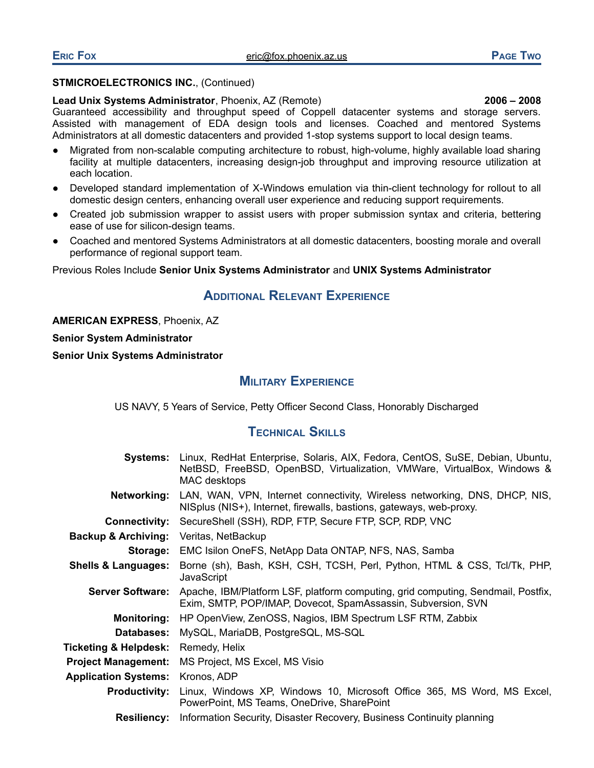**STMICROELECTRONICS INC.**, (Continued)

**Lead Unix Systems Administrator**, Phoenix, AZ (Remote) **2006 – 2008**

Guaranteed accessibility and throughput speed of Coppell datacenter systems and storage servers. Assisted with management of EDA design tools and licenses. Coached and mentored Systems Administrators at all domestic datacenters and provided 1-stop systems support to local design teams.

- Migrated from non-scalable computing architecture to robust, high-volume, highly available load sharing facility at multiple datacenters, increasing design-job throughput and improving resource utilization at each location.
- Developed standard implementation of X-Windows emulation via thin-client technology for rollout to all domestic design centers, enhancing overall user experience and reducing support requirements.
- Created job submission wrapper to assist users with proper submission syntax and criteria, bettering ease of use for silicon-design teams.
- Coached and mentored Systems Administrators at all domestic datacenters, boosting morale and overall performance of regional support team.

Previous Roles Include **Senior Unix Systems Administrator** and **UNIX Systems Administrator**

## Additional Relevant Experience

**AMERICAN EXPRESS**, Phoenix, AZ

**Senior System Administrator**

**Senior Unix Systems Administrator**

## Military Experience

US NAVY, 5 Years of Service, Petty Officer Second Class, Honorably Discharged

## Technical Skills

| | |
|---|---|
| **Systems:** | Linux, RedHat Enterprise, Solaris, AIX, Fedora, CentOS, SuSE, Debian, Ubuntu, NetBSD, FreeBSD, OpenBSD, Virtualization, VMWare, VirtualBox, Windows & MAC desktops |
| **Networking:** | LAN, WAN, VPN, Internet connectivity, Wireless networking, DNS, DHCP, NIS, NISplus (NIS+), Internet, firewalls, bastions, gateways, web-proxy. |
| **Connectivity:** | SecureShell (SSH), RDP, FTP, Secure FTP, SCP, RDP, VNC |
| **Backup & Archiving:** | Veritas, NetBackup |
| **Storage:** | EMC Isilon OneFS, NetApp Data ONTAP, NFS, NAS, Samba |
| **Shells & Languages:** | Borne (sh), Bash, KSH, CSH, TCSH, Perl, Python, HTML & CSS, Tcl/Tk, PHP, JavaScript |
| **Server Software:** | Apache, IBM/Platform LSF, platform computing, grid computing, Sendmail, Postfix, Exim, SMTP, POP/IMAP, Dovecot, SpamAssassin, Subversion, SVN |
| **Monitoring:** | HP OpenView, ZenOSS, Nagios, IBM Spectrum LSF RTM, Zabbix |
| **Databases:** | MySQL, MariaDB, PostgreSQL, MS-SQL |
| **Ticketing & Helpdesk:** | Remedy, Helix |
| **Project Management:** | MS Project, MS Excel, MS Visio |
| **Application Systems:** | Kronos, ADP |
| **Productivity:** | Linux, Windows XP, Windows 10, Microsoft Office 365, MS Word, MS Excel, PowerPoint, MS Teams, OneDrive, SharePoint |
| **Resiliency:** | Information Security, Disaster Recovery, Business Continuity planning |